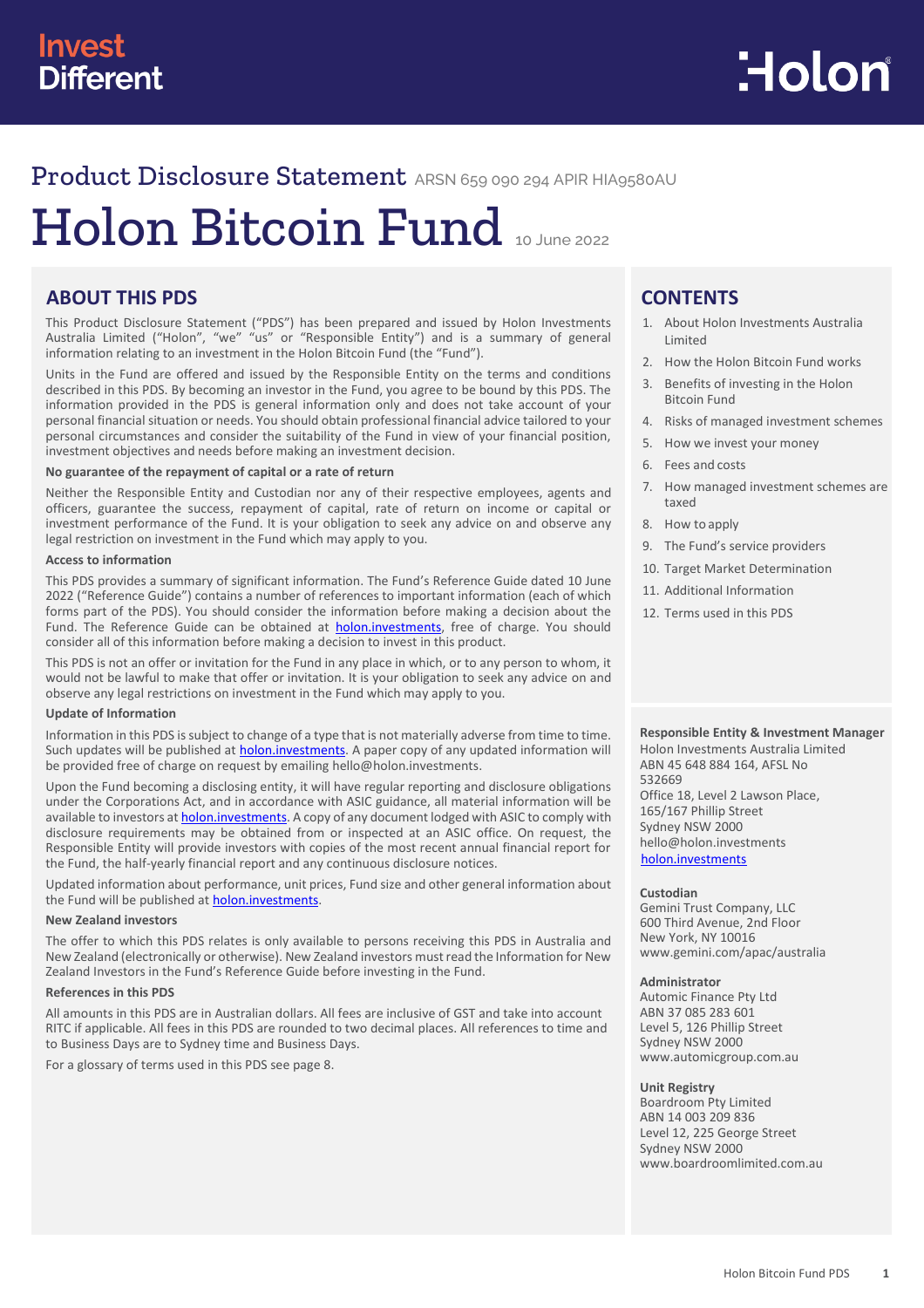Invest Different

Holon

# Product Disclosure Statement ARSN 659 090 294 APIR HIA9580AU

# Holon Bitcoin Fund 10 June 2022

## ABOUT THIS PDS

This Product Disclosure Statement ("PDS") has been prepared and issued by Holon Investments Australia Limited ("Holon", "we" "us" or "Responsible Entity") and is a summary of general information relating to an investment in the Holon Bitcoin Fund (the "Fund").

Units in the Fund are offered and issued by the Responsible Entity on the terms and conditions described in this PDS. By becoming an investor in the Fund, you agree to be bound by this PDS. The information provided in the PDS is general information only and does not take account of your personal financial situation or needs. You should obtain professional financial advice tailored to your personal circumstances and consider the suitability of the Fund in view of your financial position, investment objectives and needs before making an investment decision.

**No guarantee of the repayment of capital or a rate of return**

Neither the Responsible Entity and Custodian nor any of their respective employees, agents and officers, guarantee the success, repayment of capital, rate of return on income or capital or investment performance of the Fund. It is your obligation to seek any advice on and observe any legal restriction on investment in the Fund which may apply to you.

**Access to information**

This PDS provides a summary of significant information. The Fund's Reference Guide dated 10 June 2022 ("Reference Guide") contains a number of references to important information (each of which forms part of the PDS). You should consider the information before making a decision about the Fund. The Reference Guide can be obtained at holon.investments, free of charge. You should consider all of this information before making a decision to invest in this product.

This PDS is not an offer or invitation for the Fund in any place in which, or to any person to whom, it would not be lawful to make that offer or invitation. It is your obligation to seek any advice on and observe any legal restrictions on investment in the Fund which may apply to you.

**Update of Information**

Information in this PDS is subject to change of a type that is not materially adverse from time to time. Such updates will be published at holon.investments. A paper copy of any updated information will be provided free of charge on request by emailing hello@holon.investments.

Upon the Fund becoming a disclosing entity, it will have regular reporting and disclosure obligations under the Corporations Act, and in accordance with ASIC guidance, all material information will be available to investors at holon.investments. A copy of any document lodged with ASIC to comply with disclosure requirements may be obtained from or inspected at an ASIC office. On request, the Responsible Entity will provide investors with copies of the most recent annual financial report for the Fund, the half-yearly financial report and any continuous disclosure notices.

Updated information about performance, unit prices, Fund size and other general information about the Fund will be published at holon.investments.

**New Zealand investors**

The offer to which this PDS relates is only available to persons receiving this PDS in Australia and New Zealand (electronically or otherwise). New Zealand investors must read the Information for New Zealand Investors in the Fund's Reference Guide before investing in the Fund.

**References in this PDS**

All amounts in this PDS are in Australian dollars. All fees are inclusive of GST and take into account RITC if applicable. All fees in this PDS are rounded to two decimal places. All references to time and to Business Days are to Sydney time and Business Days.

For a glossary of terms used in this PDS see page 8.

## CONTENTS

1. About Holon Investments Australia Limited
2. How the Holon Bitcoin Fund works
3. Benefits of investing in the Holon Bitcoin Fund
4. Risks of managed investment schemes
5. How we invest your money
6. Fees and costs
7. How managed investment schemes are taxed
8. How to apply
9. The Fund's service providers
10. Target Market Determination
11. Additional Information
12. Terms used in this PDS

**Responsible Entity & Investment Manager**
Holon Investments Australia Limited
ABN 45 648 884 164, AFSL No 532669
Office 18, Level 2 Lawson Place,
165/167 Phillip Street
Sydney NSW 2000
hello@holon.investments
holon.investments

**Custodian**
Gemini Trust Company, LLC
600 Third Avenue, 2nd Floor
New York, NY 10016
www.gemini.com/apac/australia

**Administrator**
Automic Finance Pty Ltd
ABN 37 085 283 601
Level 5, 126 Phillip Street
Sydney NSW 2000
www.automicgroup.com.au

**Unit Registry**
Boardroom Pty Limited
ABN 14 003 209 836
Level 12, 225 George Street
Sydney NSW 2000
www.boardroomlimited.com.au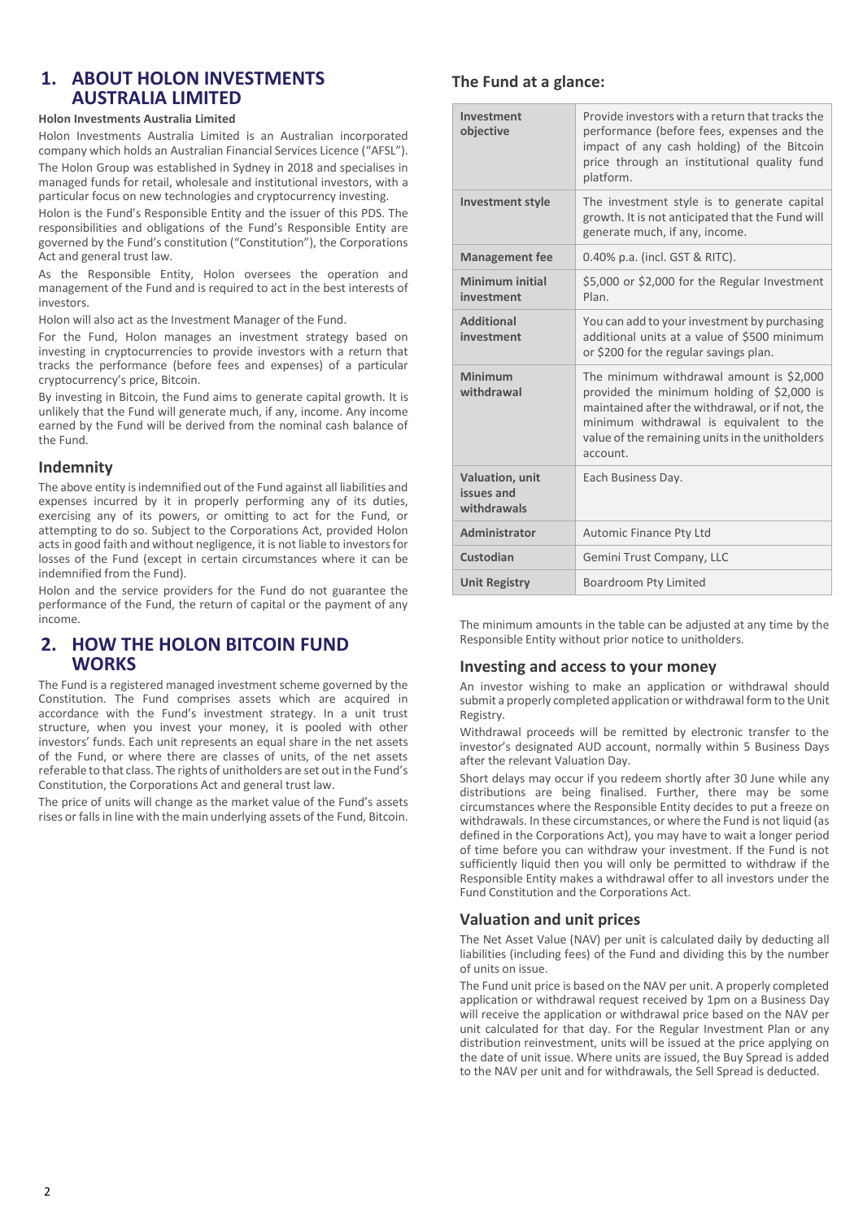## 1. ABOUT HOLON INVESTMENTS AUSTRALIA LIMITED

**Holon Investments Australia Limited**

Holon Investments Australia Limited is an Australian incorporated company which holds an Australian Financial Services Licence ("AFSL").

The Holon Group was established in Sydney in 2018 and specialises in managed funds for retail, wholesale and institutional investors, with a particular focus on new technologies and cryptocurrency investing.

Holon is the Fund's Responsible Entity and the issuer of this PDS. The responsibilities and obligations of the Fund's Responsible Entity are governed by the Fund's constitution ("Constitution"), the Corporations Act and general trust law.

As the Responsible Entity, Holon oversees the operation and management of the Fund and is required to act in the best interests of investors.

Holon will also act as the Investment Manager of the Fund.

For the Fund, Holon manages an investment strategy based on investing in cryptocurrencies to provide investors with a return that tracks the performance (before fees and expenses) of a particular cryptocurrency's price, Bitcoin.

By investing in Bitcoin, the Fund aims to generate capital growth. It is unlikely that the Fund will generate much, if any, income. Any income earned by the Fund will be derived from the nominal cash balance of the Fund.

### Indemnity

The above entity is indemnified out of the Fund against all liabilities and expenses incurred by it in properly performing any of its duties, exercising any of its powers, or omitting to act for the Fund, or attempting to do so. Subject to the Corporations Act, provided Holon acts in good faith and without negligence, it is not liable to investors for losses of the Fund (except in certain circumstances where it can be indemnified from the Fund).

Holon and the service providers for the Fund do not guarantee the performance of the Fund, the return of capital or the payment of any income.

## 2. HOW THE HOLON BITCOIN FUND WORKS

The Fund is a registered managed investment scheme governed by the Constitution. The Fund comprises assets which are acquired in accordance with the Fund's investment strategy. In a unit trust structure, when you invest your money, it is pooled with other investors' funds. Each unit represents an equal share in the net assets of the Fund, or where there are classes of units, of the net assets referable to that class. The rights of unitholders are set out in the Fund's Constitution, the Corporations Act and general trust law.

The price of units will change as the market value of the Fund's assets rises or falls in line with the main underlying assets of the Fund, Bitcoin.

### The Fund at a glance:

| | |
|---|---|
| **Investment objective** | Provide investors with a return that tracks the performance (before fees, expenses and the impact of any cash holding) of the Bitcoin price through an institutional quality fund platform. |
| **Investment style** | The investment style is to generate capital growth. It is not anticipated that the Fund will generate much, if any, income. |
| **Management fee** | 0.40% p.a. (incl. GST & RITC). |
| **Minimum initial investment** | $5,000 or $2,000 for the Regular Investment Plan. |
| **Additional investment** | You can add to your investment by purchasing additional units at a value of $500 minimum or $200 for the regular savings plan. |
| **Minimum withdrawal** | The minimum withdrawal amount is $2,000 provided the minimum holding of $2,000 is maintained after the withdrawal, or if not, the minimum withdrawal is equivalent to the value of the remaining units in the unitholders account. |
| **Valuation, unit issues and withdrawals** | Each Business Day. |
| **Administrator** | Automic Finance Pty Ltd |
| **Custodian** | Gemini Trust Company, LLC |
| **Unit Registry** | Boardroom Pty Limited |

The minimum amounts in the table can be adjusted at any time by the Responsible Entity without prior notice to unitholders.

### Investing and access to your money

An investor wishing to make an application or withdrawal should submit a properly completed application or withdrawal form to the Unit Registry.

Withdrawal proceeds will be remitted by electronic transfer to the investor's designated AUD account, normally within 5 Business Days after the relevant Valuation Day.

Short delays may occur if you redeem shortly after 30 June while any distributions are being finalised. Further, there may be some circumstances where the Responsible Entity decides to put a freeze on withdrawals. In these circumstances, or where the Fund is not liquid (as defined in the Corporations Act), you may have to wait a longer period of time before you can withdraw your investment. If the Fund is not sufficiently liquid then you will only be permitted to withdraw if the Responsible Entity makes a withdrawal offer to all investors under the Fund Constitution and the Corporations Act.

### Valuation and unit prices

The Net Asset Value (NAV) per unit is calculated daily by deducting all liabilities (including fees) of the Fund and dividing this by the number of units on issue.

The Fund unit price is based on the NAV per unit. A properly completed application or withdrawal request received by 1pm on a Business Day will receive the application or withdrawal price based on the NAV per unit calculated for that day. For the Regular Investment Plan or any distribution reinvestment, units will be issued at the price applying on the date of unit issue. Where units are issued, the Buy Spread is added to the NAV per unit and for withdrawals, the Sell Spread is deducted.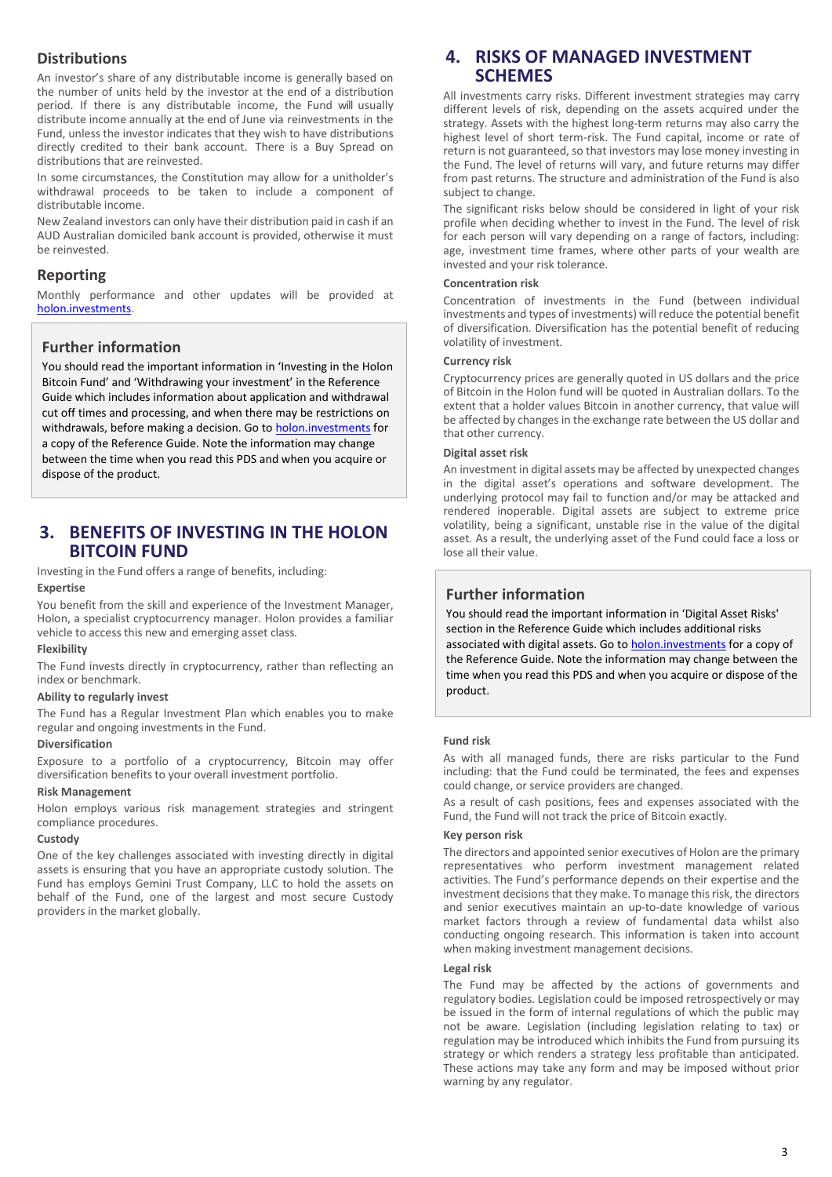## Distributions

An investor's share of any distributable income is generally based on the number of units held by the investor at the end of a distribution period. If there is any distributable income, the Fund will usually distribute income annually at the end of June via reinvestments in the Fund, unless the investor indicates that they wish to have distributions directly credited to their bank account. There is a Buy Spread on distributions that are reinvested.

In some circumstances, the Constitution may allow for a unitholder's withdrawal proceeds to be taken to include a component of distributable income.

New Zealand investors can only have their distribution paid in cash if an AUD Australian domiciled bank account is provided, otherwise it must be reinvested.

## Reporting

Monthly performance and other updates will be provided at holon.investments.

### Further information

You should read the important information in 'Investing in the Holon Bitcoin Fund' and 'Withdrawing your investment' in the Reference Guide which includes information about application and withdrawal cut off times and processing, and when there may be restrictions on withdrawals, before making a decision. Go to holon.investments for a copy of the Reference Guide. Note the information may change between the time when you read this PDS and when you acquire or dispose of the product.

# 3. BENEFITS OF INVESTING IN THE HOLON BITCOIN FUND

Investing in the Fund offers a range of benefits, including:

**Expertise**

You benefit from the skill and experience of the Investment Manager, Holon, a specialist cryptocurrency manager. Holon provides a familiar vehicle to access this new and emerging asset class.

**Flexibility**

The Fund invests directly in cryptocurrency, rather than reflecting an index or benchmark.

**Ability to regularly invest**

The Fund has a Regular Investment Plan which enables you to make regular and ongoing investments in the Fund.

**Diversification**

Exposure to a portfolio of a cryptocurrency, Bitcoin may offer diversification benefits to your overall investment portfolio.

**Risk Management**

Holon employs various risk management strategies and stringent compliance procedures.

**Custody**

One of the key challenges associated with investing directly in digital assets is ensuring that you have an appropriate custody solution. The Fund has employs Gemini Trust Company, LLC to hold the assets on behalf of the Fund, one of the largest and most secure Custody providers in the market globally.

# 4. RISKS OF MANAGED INVESTMENT SCHEMES

All investments carry risks. Different investment strategies may carry different levels of risk, depending on the assets acquired under the strategy. Assets with the highest long-term returns may also carry the highest level of short term-risk. The Fund capital, income or rate of return is not guaranteed, so that investors may lose money investing in the Fund. The level of returns will vary, and future returns may differ from past returns. The structure and administration of the Fund is also subject to change.

The significant risks below should be considered in light of your risk profile when deciding whether to invest in the Fund. The level of risk for each person will vary depending on a range of factors, including: age, investment time frames, where other parts of your wealth are invested and your risk tolerance.

**Concentration risk**

Concentration of investments in the Fund (between individual investments and types of investments) will reduce the potential benefit of diversification. Diversification has the potential benefit of reducing volatility of investment.

**Currency risk**

Cryptocurrency prices are generally quoted in US dollars and the price of Bitcoin in the Holon fund will be quoted in Australian dollars. To the extent that a holder values Bitcoin in another currency, that value will be affected by changes in the exchange rate between the US dollar and that other currency.

**Digital asset risk**

An investment in digital assets may be affected by unexpected changes in the digital asset's operations and software development. The underlying protocol may fail to function and/or may be attacked and rendered inoperable. Digital assets are subject to extreme price volatility, being a significant, unstable rise in the value of the digital asset. As a result, the underlying asset of the Fund could face a loss or lose all their value.

### Further information

You should read the important information in 'Digital Asset Risks' section in the Reference Guide which includes additional risks associated with digital assets. Go to holon.investments for a copy of the Reference Guide. Note the information may change between the time when you read this PDS and when you acquire or dispose of the product.

**Fund risk**

As with all managed funds, there are risks particular to the Fund including: that the Fund could be terminated, the fees and expenses could change, or service providers are changed.

As a result of cash positions, fees and expenses associated with the Fund, the Fund will not track the price of Bitcoin exactly.

**Key person risk**

The directors and appointed senior executives of Holon are the primary representatives who perform investment management related activities. The Fund's performance depends on their expertise and the investment decisions that they make. To manage this risk, the directors and senior executives maintain an up-to-date knowledge of various market factors through a review of fundamental data whilst also conducting ongoing research. This information is taken into account when making investment management decisions.

**Legal risk**

The Fund may be affected by the actions of governments and regulatory bodies. Legislation could be imposed retrospectively or may be issued in the form of internal regulations of which the public may not be aware. Legislation (including legislation relating to tax) or regulation may be introduced which inhibits the Fund from pursuing its strategy or which renders a strategy less profitable than anticipated. These actions may take any form and may be imposed without prior warning by any regulator.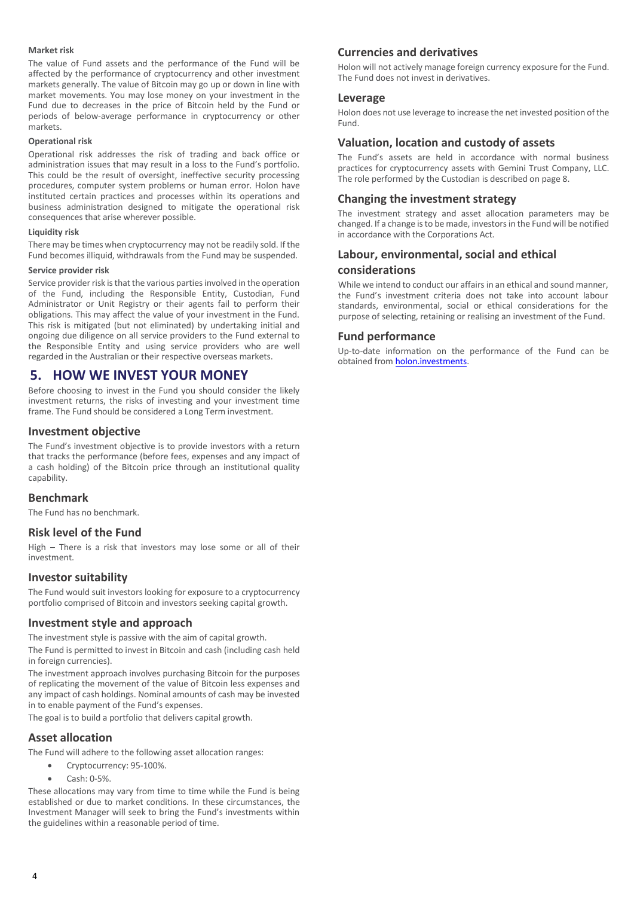#### Market risk

The value of Fund assets and the performance of the Fund will be affected by the performance of cryptocurrency and other investment markets generally. The value of Bitcoin may go up or down in line with market movements. You may lose money on your investment in the Fund due to decreases in the price of Bitcoin held by the Fund or periods of below-average performance in cryptocurrency or other markets.

#### Operational risk

Operational risk addresses the risk of trading and back office or administration issues that may result in a loss to the Fund's portfolio. This could be the result of oversight, ineffective security processing procedures, computer system problems or human error. Holon have instituted certain practices and processes within its operations and business administration designed to mitigate the operational risk consequences that arise wherever possible.

#### Liquidity risk

There may be times when cryptocurrency may not be readily sold. If the Fund becomes illiquid, withdrawals from the Fund may be suspended.

#### Service provider risk

Service provider risk is that the various parties involved in the operation of the Fund, including the Responsible Entity, Custodian, Fund Administrator or Unit Registry or their agents fail to perform their obligations. This may affect the value of your investment in the Fund. This risk is mitigated (but not eliminated) by undertaking initial and ongoing due diligence on all service providers to the Fund external to the Responsible Entity and using service providers who are well regarded in the Australian or their respective overseas markets.

# 5. HOW WE INVEST YOUR MONEY

Before choosing to invest in the Fund you should consider the likely investment returns, the risks of investing and your investment time frame. The Fund should be considered a Long Term investment.

## Investment objective

The Fund's investment objective is to provide investors with a return that tracks the performance (before fees, expenses and any impact of a cash holding) of the Bitcoin price through an institutional quality capability.

## Benchmark

The Fund has no benchmark.

## Risk level of the Fund

High – There is a risk that investors may lose some or all of their investment.

## Investor suitability

The Fund would suit investors looking for exposure to a cryptocurrency portfolio comprised of Bitcoin and investors seeking capital growth.

## Investment style and approach

The investment style is passive with the aim of capital growth.

The Fund is permitted to invest in Bitcoin and cash (including cash held in foreign currencies).

The investment approach involves purchasing Bitcoin for the purposes of replicating the movement of the value of Bitcoin less expenses and any impact of cash holdings. Nominal amounts of cash may be invested in to enable payment of the Fund's expenses.

The goal is to build a portfolio that delivers capital growth.

## Asset allocation

The Fund will adhere to the following asset allocation ranges:

- Cryptocurrency: 95-100%.
- Cash: 0-5%.

These allocations may vary from time to time while the Fund is being established or due to market conditions. In these circumstances, the Investment Manager will seek to bring the Fund's investments within the guidelines within a reasonable period of time.

## Currencies and derivatives

Holon will not actively manage foreign currency exposure for the Fund. The Fund does not invest in derivatives.

## Leverage

Holon does not use leverage to increase the net invested position of the Fund.

## Valuation, location and custody of assets

The Fund's assets are held in accordance with normal business practices for cryptocurrency assets with Gemini Trust Company, LLC. The role performed by the Custodian is described on page 8.

## Changing the investment strategy

The investment strategy and asset allocation parameters may be changed. If a change is to be made, investors in the Fund will be notified in accordance with the Corporations Act.

## Labour, environmental, social and ethical considerations

While we intend to conduct our affairs in an ethical and sound manner, the Fund's investment criteria does not take into account labour standards, environmental, social or ethical considerations for the purpose of selecting, retaining or realising an investment of the Fund.

## Fund performance

Up-to-date information on the performance of the Fund can be obtained from [holon.investments](holon.investments).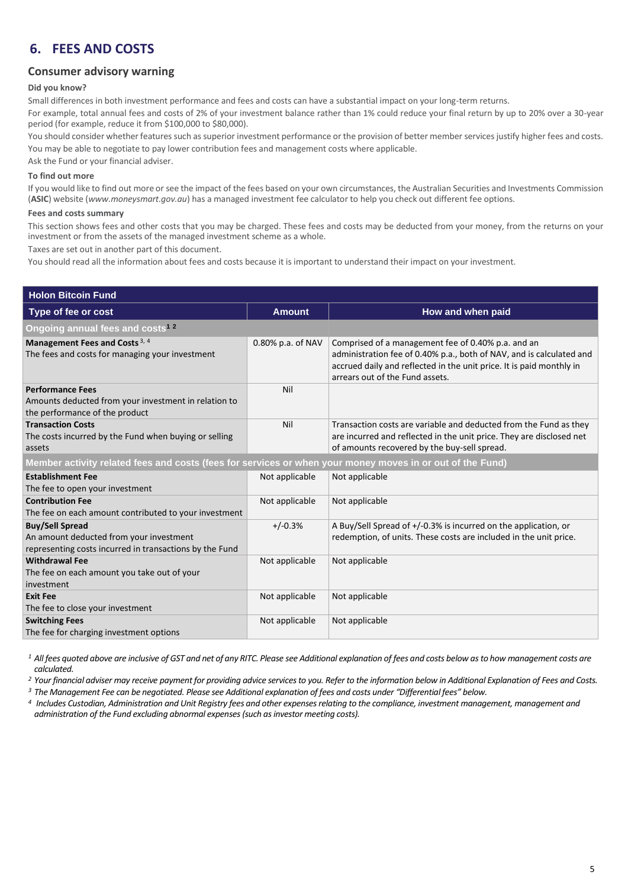## 6. FEES AND COSTS

### Consumer advisory warning

**Did you know?**

Small differences in both investment performance and fees and costs can have a substantial impact on your long-term returns.

For example, total annual fees and costs of 2% of your investment balance rather than 1% could reduce your final return by up to 20% over a 30-year period (for example, reduce it from $100,000 to $80,000).

You should consider whether features such as superior investment performance or the provision of better member services justify higher fees and costs.

You may be able to negotiate to pay lower contribution fees and management costs where applicable.

Ask the Fund or your financial adviser.

**To find out more**

If you would like to find out more or see the impact of the fees based on your own circumstances, the Australian Securities and Investments Commission (**ASIC**) website (*www.moneysmart.gov.au*) has a managed investment fee calculator to help you check out different fee options.

**Fees and costs summary**

This section shows fees and other costs that you may be charged. These fees and costs may be deducted from your money, from the returns on your investment or from the assets of the managed investment scheme as a whole.

Taxes are set out in another part of this document.

You should read all the information about fees and costs because it is important to understand their impact on your investment.

| Holon Bitcoin Fund | | |
|---|---|---|
| **Type of fee or cost** | **Amount** | **How and when paid** |
| **Ongoing annual fees and costs[1 2]** | | |
| **Management Fees and Costs [3, 4]** The fees and costs for managing your investment | 0.80% p.a. of NAV | Comprised of a management fee of 0.40% p.a. and an administration fee of 0.40% p.a., both of NAV, and is calculated and accrued daily and reflected in the unit price. It is paid monthly in arrears out of the Fund assets. |
| **Performance Fees** Amounts deducted from your investment in relation to the performance of the product | Nil | |
| **Transaction Costs** The costs incurred by the Fund when buying or selling assets | Nil | Transaction costs are variable and deducted from the Fund as they are incurred and reflected in the unit price. They are disclosed net of amounts recovered by the buy-sell spread. |
| **Member activity related fees and costs (fees for services or when your money moves in or out of the Fund)** | | |
| **Establishment Fee** The fee to open your investment | Not applicable | Not applicable |
| **Contribution Fee** The fee on each amount contributed to your investment | Not applicable | Not applicable |
| **Buy/Sell Spread** An amount deducted from your investment representing costs incurred in transactions by the Fund | +/-0.3% | A Buy/Sell Spread of +/-0.3% is incurred on the application, or redemption, of units. These costs are included in the unit price. |
| **Withdrawal Fee** The fee on each amount you take out of your investment | Not applicable | Not applicable |
| **Exit Fee** The fee to close your investment | Not applicable | Not applicable |
| **Switching Fees** The fee for charging investment options | Not applicable | Not applicable |

[1] *All fees quoted above are inclusive of GST and net of any RITC. Please see Additional explanation of fees and costs below as to how management costs are calculated.*

[2] *Your financial adviser may receive payment for providing advice services to you. Refer to the information below in Additional Explanation of Fees and Costs.*

[3] *The Management Fee can be negotiated. Please see Additional explanation of fees and costs under "Differential fees" below.*

[4] *Includes Custodian, Administration and Unit Registry fees and other expenses relating to the compliance, investment management, management and administration of the Fund excluding abnormal expenses (such as investor meeting costs).*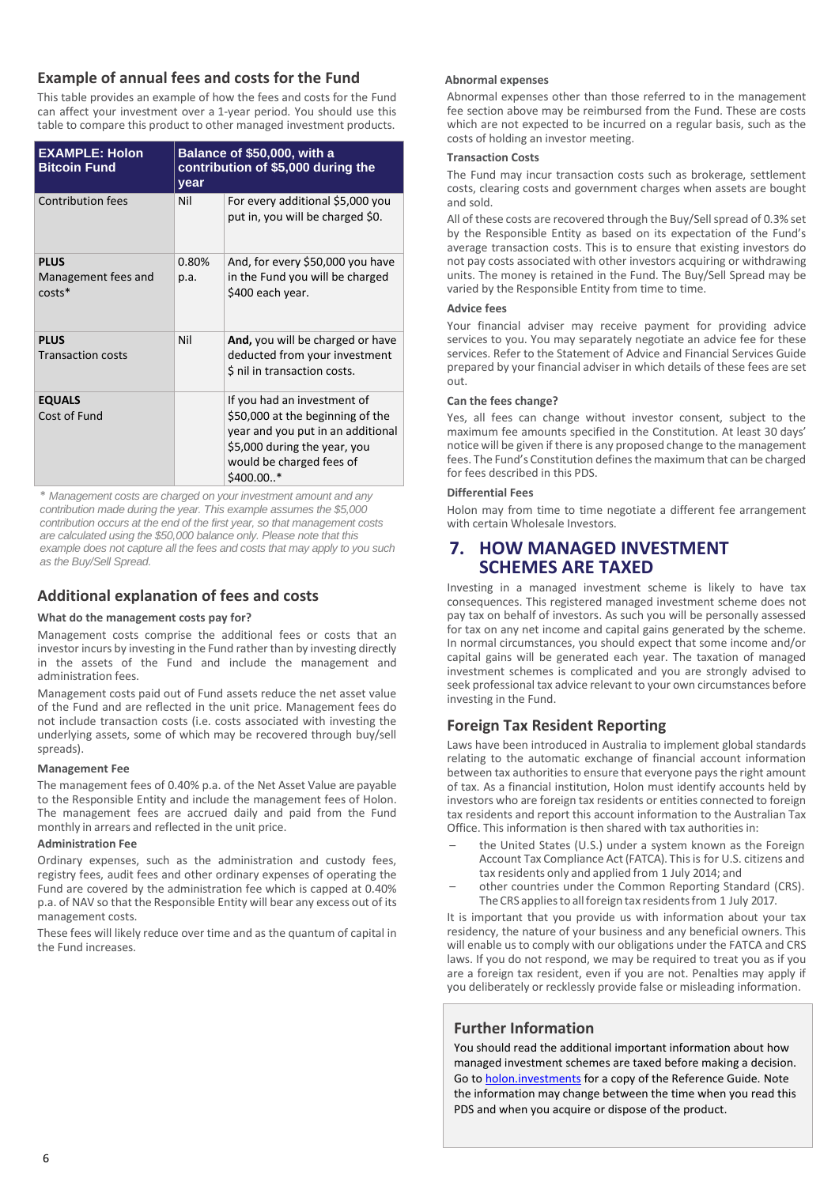## Example of annual fees and costs for the Fund

This table provides an example of how the fees and costs for the Fund can affect your investment over a 1-year period. You should use this table to compare this product to other managed investment products.

| EXAMPLE: Holon Bitcoin Fund | Balance of $50,000, with a contribution of $5,000 during the year | |
|---|---|---|
| Contribution fees | Nil | For every additional $5,000 you put in, you will be charged $0. |
| **PLUS** Management fees and costs* | 0.80% p.a. | And, for every $50,000 you have in the Fund you will be charged $400 each year. |
| **PLUS** Transaction costs | Nil | **And,** you will be charged or have deducted from your investment $ nil in transaction costs. |
| **EQUALS** Cost of Fund | | If you had an investment of $50,000 at the beginning of the year and you put in an additional $5,000 during the year, you would be charged fees of $400.00..* |

*\* Management costs are charged on your investment amount and any contribution made during the year. This example assumes the $5,000 contribution occurs at the end of the first year, so that management costs are calculated using the $50,000 balance only. Please note that this example does not capture all the fees and costs that may apply to you such as the Buy/Sell Spread.*

## Additional explanation of fees and costs

#### What do the management costs pay for?

Management costs comprise the additional fees or costs that an investor incurs by investing in the Fund rather than by investing directly in the assets of the Fund and include the management and administration fees.

Management costs paid out of Fund assets reduce the net asset value of the Fund and are reflected in the unit price. Management fees do not include transaction costs (i.e. costs associated with investing the underlying assets, some of which may be recovered through buy/sell spreads).

#### Management Fee

The management fees of 0.40% p.a. of the Net Asset Value are payable to the Responsible Entity and include the management fees of Holon. The management fees are accrued daily and paid from the Fund monthly in arrears and reflected in the unit price.

#### Administration Fee

Ordinary expenses, such as the administration and custody fees, registry fees, audit fees and other ordinary expenses of operating the Fund are covered by the administration fee which is capped at 0.40% p.a. of NAV so that the Responsible Entity will bear any excess out of its management costs.

These fees will likely reduce over time and as the quantum of capital in the Fund increases.

#### Abnormal expenses

Abnormal expenses other than those referred to in the management fee section above may be reimbursed from the Fund. These are costs which are not expected to be incurred on a regular basis, such as the costs of holding an investor meeting.

#### Transaction Costs

The Fund may incur transaction costs such as brokerage, settlement costs, clearing costs and government charges when assets are bought and sold.

All of these costs are recovered through the Buy/Sell spread of 0.3% set by the Responsible Entity as based on its expectation of the Fund's average transaction costs. This is to ensure that existing investors do not pay costs associated with other investors acquiring or withdrawing units. The money is retained in the Fund. The Buy/Sell Spread may be varied by the Responsible Entity from time to time.

#### Advice fees

Your financial adviser may receive payment for providing advice services to you. You may separately negotiate an advice fee for these services. Refer to the Statement of Advice and Financial Services Guide prepared by your financial adviser in which details of these fees are set out.

#### Can the fees change?

Yes, all fees can change without investor consent, subject to the maximum fee amounts specified in the Constitution. At least 30 days' notice will be given if there is any proposed change to the management fees. The Fund's Constitution defines the maximum that can be charged for fees described in this PDS.

#### Differential Fees

Holon may from time to time negotiate a different fee arrangement with certain Wholesale Investors.

# 7. HOW MANAGED INVESTMENT SCHEMES ARE TAXED

Investing in a managed investment scheme is likely to have tax consequences. This registered managed investment scheme does not pay tax on behalf of investors. As such you will be personally assessed for tax on any net income and capital gains generated by the scheme. In normal circumstances, you should expect that some income and/or capital gains will be generated each year. The taxation of managed investment schemes is complicated and you are strongly advised to seek professional tax advice relevant to your own circumstances before investing in the Fund.

## Foreign Tax Resident Reporting

Laws have been introduced in Australia to implement global standards relating to the automatic exchange of financial account information between tax authorities to ensure that everyone pays the right amount of tax. As a financial institution, Holon must identify accounts held by investors who are foreign tax residents or entities connected to foreign tax residents and report this account information to the Australian Tax Office. This information is then shared with tax authorities in:

- the United States (U.S.) under a system known as the Foreign Account Tax Compliance Act (FATCA). This is for U.S. citizens and tax residents only and applied from 1 July 2014; and
- other countries under the Common Reporting Standard (CRS). The CRS applies to all foreign tax residents from 1 July 2017.

It is important that you provide us with information about your tax residency, the nature of your business and any beneficial owners. This will enable us to comply with our obligations under the FATCA and CRS laws. If you do not respond, we may be required to treat you as if you are a foreign tax resident, even if you are not. Penalties may apply if you deliberately or recklessly provide false or misleading information.

## Further Information

You should read the additional important information about how managed investment schemes are taxed before making a decision. Go to holon.investments for a copy of the Reference Guide. Note the information may change between the time when you read this PDS and when you acquire or dispose of the product.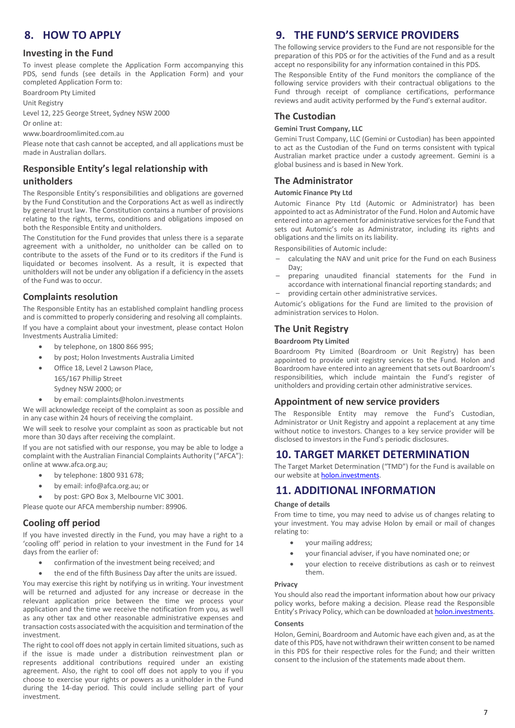## 8. HOW TO APPLY

### Investing in the Fund

To invest please complete the Application Form accompanying this PDS, send funds (see details in the Application Form) and your completed Application Form to:

Boardroom Pty Limited

Unit Registry

Level 12, 225 George Street, Sydney NSW 2000

Or online at:

www.boardroomlimited.com.au

Please note that cash cannot be accepted, and all applications must be made in Australian dollars.

### Responsible Entity's legal relationship with unitholders

The Responsible Entity's responsibilities and obligations are governed by the Fund Constitution and the Corporations Act as well as indirectly by general trust law. The Constitution contains a number of provisions relating to the rights, terms, conditions and obligations imposed on both the Responsible Entity and unitholders.

The Constitution for the Fund provides that unless there is a separate agreement with a unitholder, no unitholder can be called on to contribute to the assets of the Fund or to its creditors if the Fund is liquidated or becomes insolvent. As a result, it is expected that unitholders will not be under any obligation if a deficiency in the assets of the Fund was to occur.

### Complaints resolution

The Responsible Entity has an established complaint handling process and is committed to properly considering and resolving all complaints.

If you have a complaint about your investment, please contact Holon Investments Australia Limited:

- by telephone, on 1800 866 995;
- by post; Holon Investments Australia Limited
- Office 18, Level 2 Lawson Place,
  165/167 Phillip Street
  Sydney NSW 2000; or
- by email: complaints@holon.investments

We will acknowledge receipt of the complaint as soon as possible and in any case within 24 hours of receiving the complaint.

We will seek to resolve your complaint as soon as practicable but not more than 30 days after receiving the complaint.

If you are not satisfied with our response, you may be able to lodge a complaint with the Australian Financial Complaints Authority ("AFCA"): online at www.afca.org.au;

- by telephone: 1800 931 678;
- by email: info@afca.org.au; or
- by post: GPO Box 3, Melbourne VIC 3001.

Please quote our AFCA membership number: 89906.

### Cooling off period

If you have invested directly in the Fund, you may have a right to a 'cooling off' period in relation to your investment in the Fund for 14 days from the earlier of:

- confirmation of the investment being received; and
- the end of the fifth Business Day after the units are issued.

You may exercise this right by notifying us in writing. Your investment will be returned and adjusted for any increase or decrease in the relevant application price between the time we process your application and the time we receive the notification from you, as well as any other tax and other reasonable administrative expenses and transaction costs associated with the acquisition and termination of the investment.

The right to cool off does not apply in certain limited situations, such as if the issue is made under a distribution reinvestment plan or represents additional contributions required under an existing agreement. Also, the right to cool off does not apply to you if you choose to exercise your rights or powers as a unitholder in the Fund during the 14-day period. This could include selling part of your investment.

## 9. THE FUND'S SERVICE PROVIDERS

The following service providers to the Fund are not responsible for the preparation of this PDS or for the activities of the Fund and as a result accept no responsibility for any information contained in this PDS.

The Responsible Entity of the Fund monitors the compliance of the following service providers with their contractual obligations to the Fund through receipt of compliance certifications, performance reviews and audit activity performed by the Fund's external auditor.

### The Custodian

**Gemini Trust Company, LLC**

Gemini Trust Company, LLC (Gemini or Custodian) has been appointed to act as the Custodian of the Fund on terms consistent with typical Australian market practice under a custody agreement. Gemini is a global business and is based in New York.

### The Administrator

**Automic Finance Pty Ltd**

Automic Finance Pty Ltd (Automic or Administrator) has been appointed to act as Administrator of the Fund. Holon and Automic have entered into an agreement for administrative services for the Fund that sets out Automic's role as Administrator, including its rights and obligations and the limits on its liability.

Responsibilities of Automic include:

- calculating the NAV and unit price for the Fund on each Business Day;
- preparing unaudited financial statements for the Fund in accordance with international financial reporting standards; and
- providing certain other administrative services.

Automic's obligations for the Fund are limited to the provision of administration services to Holon.

### The Unit Registry

**Boardroom Pty Limited**

Boardroom Pty Limited (Boardroom or Unit Registry) has been appointed to provide unit registry services to the Fund. Holon and Boardroom have entered into an agreement that sets out Boardroom's responsibilities, which include maintain the Fund's register of unitholders and providing certain other administrative services.

### Appointment of new service providers

The Responsible Entity may remove the Fund's Custodian, Administrator or Unit Registry and appoint a replacement at any time without notice to investors. Changes to a key service provider will be disclosed to investors in the Fund's periodic disclosures.

## 10. TARGET MARKET DETERMINATION

The Target Market Determination ("TMD") for the Fund is available on our website at holon.investments.

## 11. ADDITIONAL INFORMATION

**Change of details**

From time to time, you may need to advise us of changes relating to your investment. You may advise Holon by email or mail of changes relating to:

- your mailing address;
- your financial adviser, if you have nominated one; or
- your election to receive distributions as cash or to reinvest them.

**Privacy**

You should also read the important information about how our privacy policy works, before making a decision. Please read the Responsible Entity's Privacy Policy, which can be downloaded at holon.investments.

**Consents**

Holon, Gemini, Boardroom and Automic have each given and, as at the date of this PDS, have not withdrawn their written consent to be named in this PDS for their respective roles for the Fund; and their written consent to the inclusion of the statements made about them.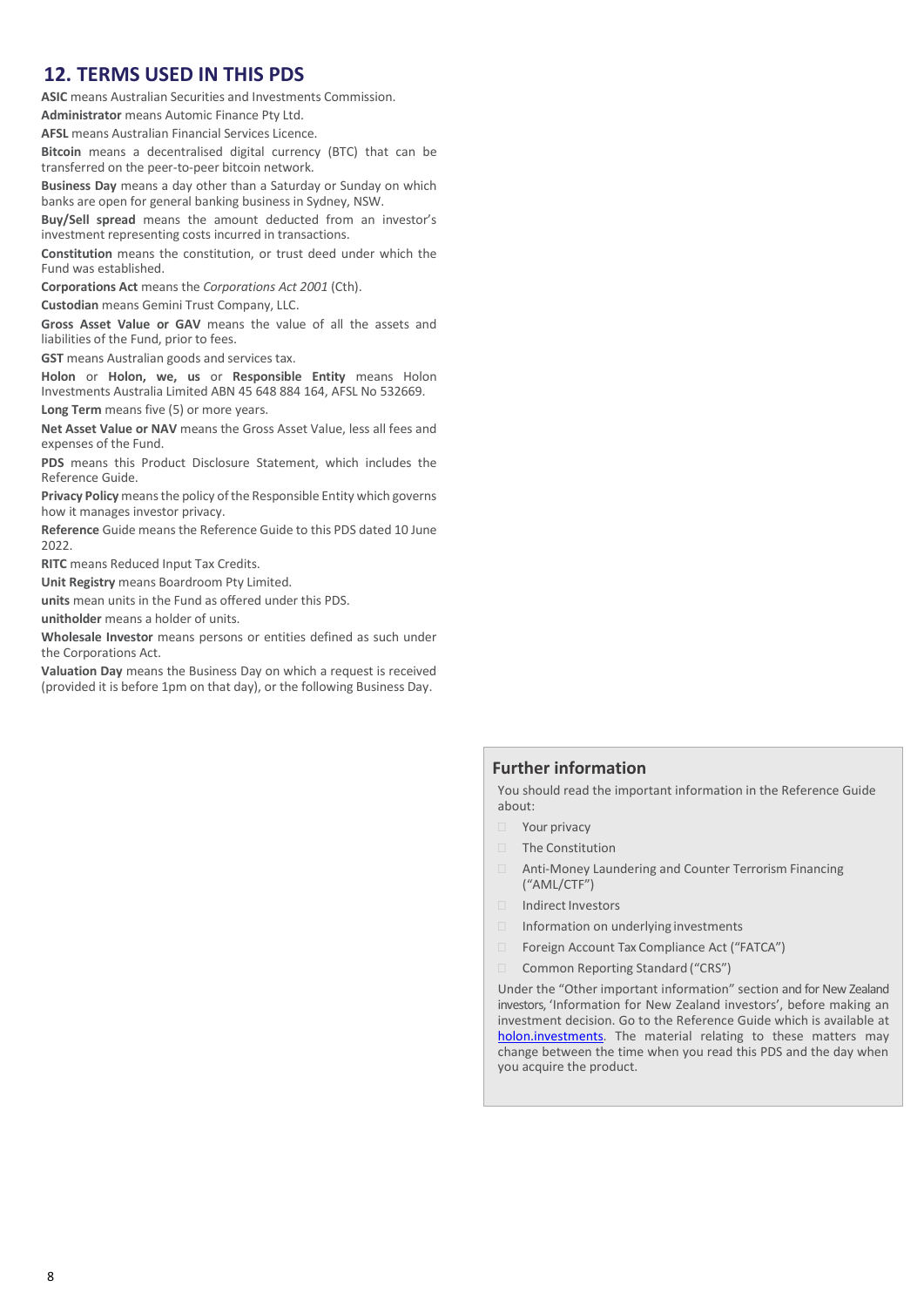## 12. TERMS USED IN THIS PDS

**ASIC** means Australian Securities and Investments Commission.

**Administrator** means Automic Finance Pty Ltd.

**AFSL** means Australian Financial Services Licence.

**Bitcoin** means a decentralised digital currency (BTC) that can be transferred on the peer-to-peer bitcoin network.

**Business Day** means a day other than a Saturday or Sunday on which banks are open for general banking business in Sydney, NSW.

**Buy/Sell spread** means the amount deducted from an investor's investment representing costs incurred in transactions.

**Constitution** means the constitution, or trust deed under which the Fund was established.

**Corporations Act** means the *Corporations Act 2001* (Cth).

**Custodian** means Gemini Trust Company, LLC.

**Gross Asset Value or GAV** means the value of all the assets and liabilities of the Fund, prior to fees.

**GST** means Australian goods and services tax.

**Holon** or **Holon, we, us** or **Responsible Entity** means Holon Investments Australia Limited ABN 45 648 884 164, AFSL No 532669.

**Long Term** means five (5) or more years.

**Net Asset Value or NAV** means the Gross Asset Value, less all fees and expenses of the Fund.

**PDS** means this Product Disclosure Statement, which includes the Reference Guide.

**Privacy Policy** means the policy of the Responsible Entity which governs how it manages investor privacy.

**Reference** Guide means the Reference Guide to this PDS dated 10 June 2022.

**RITC** means Reduced Input Tax Credits.

**Unit Registry** means Boardroom Pty Limited.

**units** mean units in the Fund as offered under this PDS.

**unitholder** means a holder of units.

**Wholesale Investor** means persons or entities defined as such under the Corporations Act.

**Valuation Day** means the Business Day on which a request is received (provided it is before 1pm on that day), or the following Business Day.

### Further information

You should read the important information in the Reference Guide about:

- Your privacy
- The Constitution
- Anti-Money Laundering and Counter Terrorism Financing ("AML/CTF")
- Indirect Investors
- Information on underlying investments
- Foreign Account Tax Compliance Act ("FATCA")
- Common Reporting Standard ("CRS")

Under the "Other important information" section and for New Zealand investors, 'Information for New Zealand investors', before making an investment decision. Go to the Reference Guide which is available at holon.investments. The material relating to these matters may change between the time when you read this PDS and the day when you acquire the product.